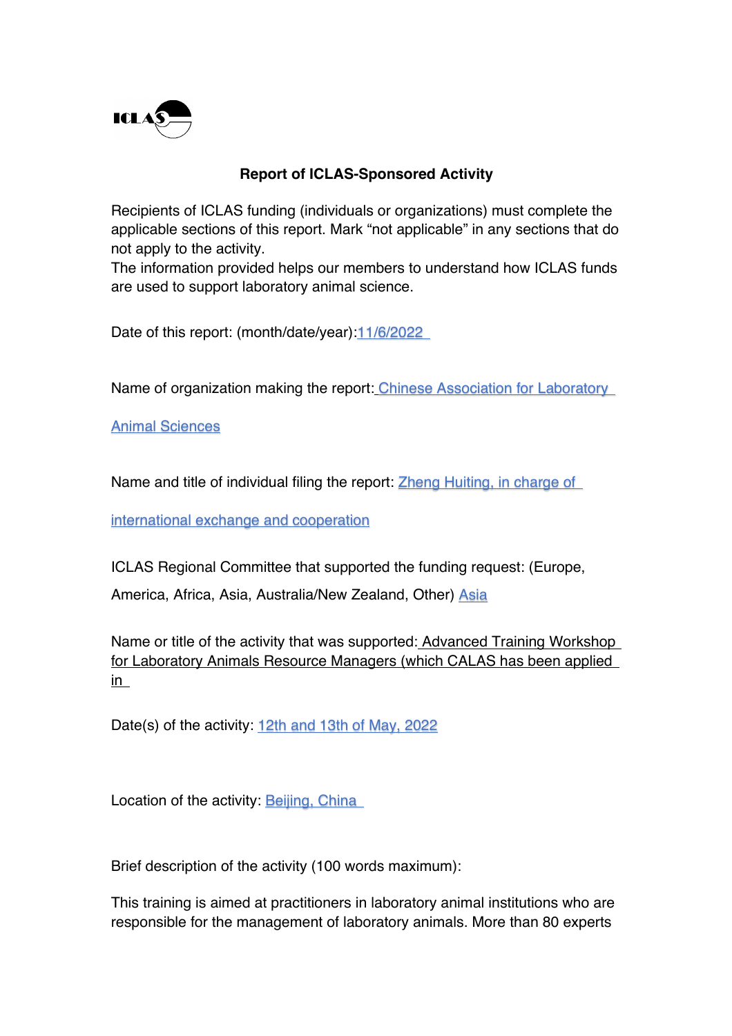ICLAS

**Report of ICLAS-Sponsored Activity**

Recipients of ICLAS funding (individuals or organizations) must complete the applicable sections of this report. Mark "not applicable" in any sections that do not apply to the activity.
The information provided helps our members to understand how ICLAS funds are used to support laboratory animal science.

Date of this report: (month/date/year):11/6/2022

Name of organization making the report: Chinese Association for Laboratory Animal Sciences

Name and title of individual filing the report: Zheng Huiting, in charge of international exchange and cooperation

ICLAS Regional Committee that supported the funding request: (Europe, America, Africa, Asia, Australia/New Zealand, Other) Asia

Name or title of the activity that was supported: Advanced Training Workshop for Laboratory Animals Resource Managers (which CALAS has been applied in

Date(s) of the activity: 12th and 13th of May, 2022

Location of the activity: Beijing, China

Brief description of the activity (100 words maximum):

This training is aimed at practitioners in laboratory animal institutions who are responsible for the management of laboratory animals. More than 80 experts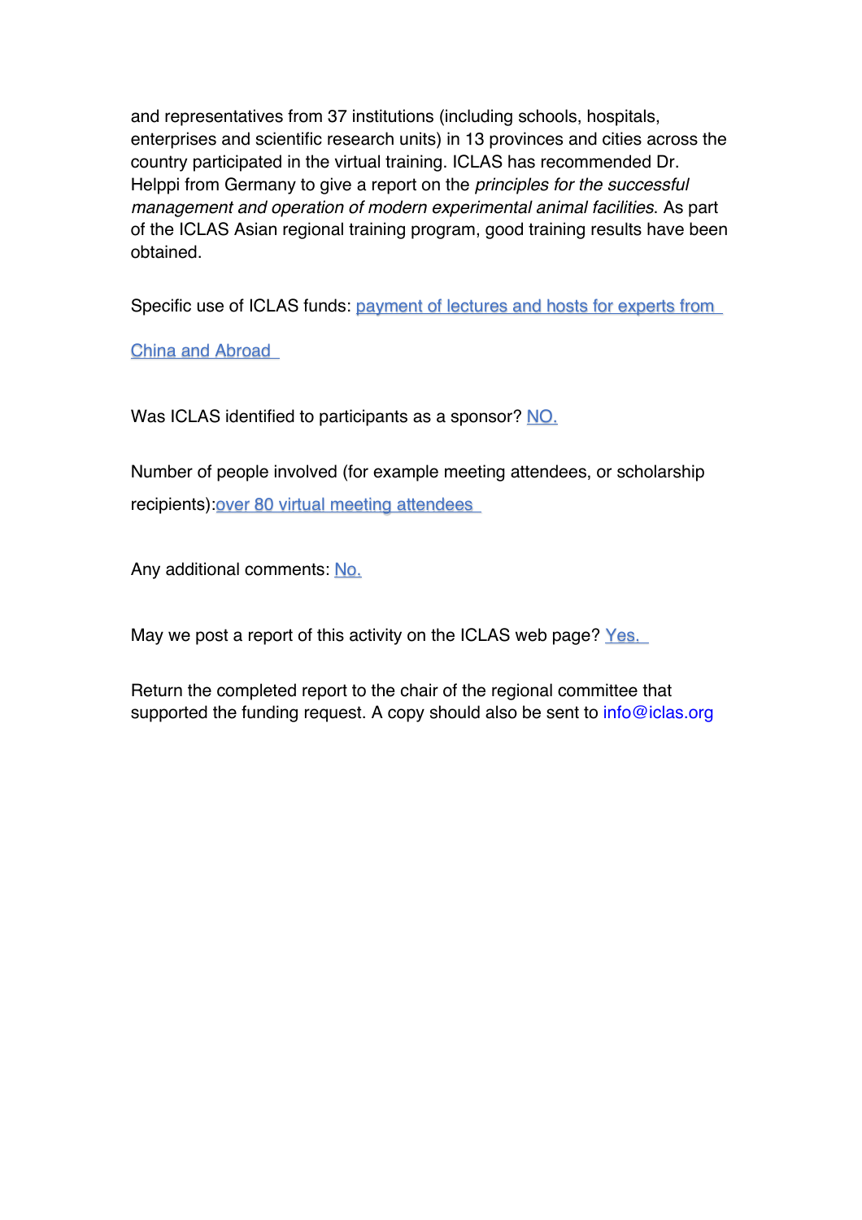and representatives from 37 institutions (including schools, hospitals, enterprises and scientific research units) in 13 provinces and cities across the country participated in the virtual training. ICLAS has recommended Dr. Helppi from Germany to give a report on the *principles for the successful management and operation of modern experimental animal facilities*. As part of the ICLAS Asian regional training program, good training results have been obtained.

Specific use of ICLAS funds: payment of lectures and hosts for experts from China and Abroad

Was ICLAS identified to participants as a sponsor? NO.

Number of people involved (for example meeting attendees, or scholarship recipients):over 80 virtual meeting attendees

Any additional comments: No.

May we post a report of this activity on the ICLAS web page? Yes.

Return the completed report to the chair of the regional committee that supported the funding request. A copy should also be sent to info@iclas.org